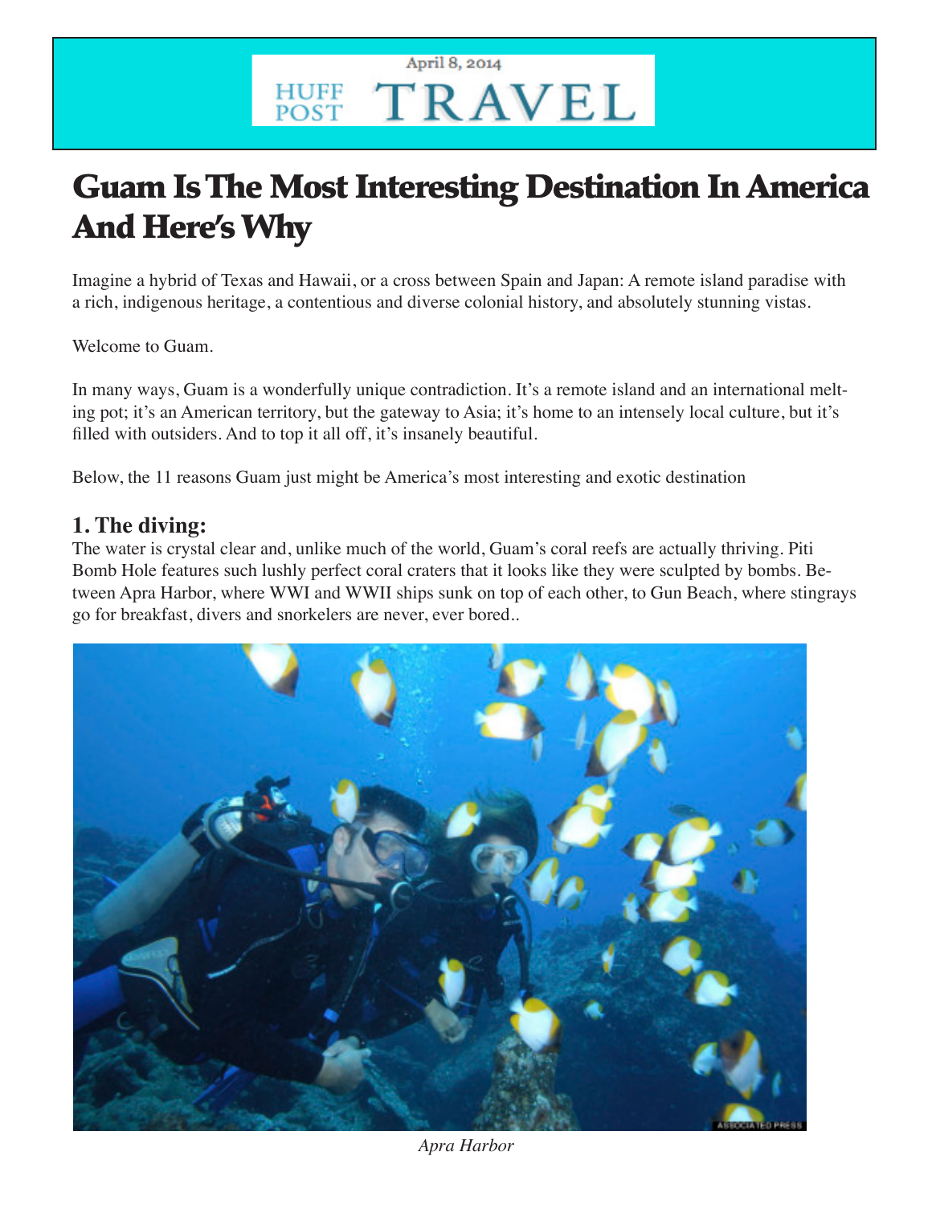April 8, 2014

HUFF POST TRAVEL

# Guam Is The Most Interesting Destination In America And Here's Why

Imagine a hybrid of Texas and Hawaii, or a cross between Spain and Japan: A remote island paradise with a rich, indigenous heritage, a contentious and diverse colonial history, and absolutely stunning vistas.

Welcome to Guam.

In many ways, Guam is a wonderfully unique contradiction. It's a remote island and an international melting pot; it's an American territory, but the gateway to Asia; it's home to an intensely local culture, but it's filled with outsiders. And to top it all off, it's insanely beautiful.

Below, the 11 reasons Guam just might be America's most interesting and exotic destination

## 1. The diving:

The water is crystal clear and, unlike much of the world, Guam's coral reefs are actually thriving. Piti Bomb Hole features such lushly perfect coral craters that it looks like they were sculpted by bombs. Between Apra Harbor, where WWI and WWII ships sunk on top of each other, to Gun Beach, where stingrays go for breakfast, divers and snorkelers are never, ever bored..

ASSOCIATED PRESS

*Apra Harbor*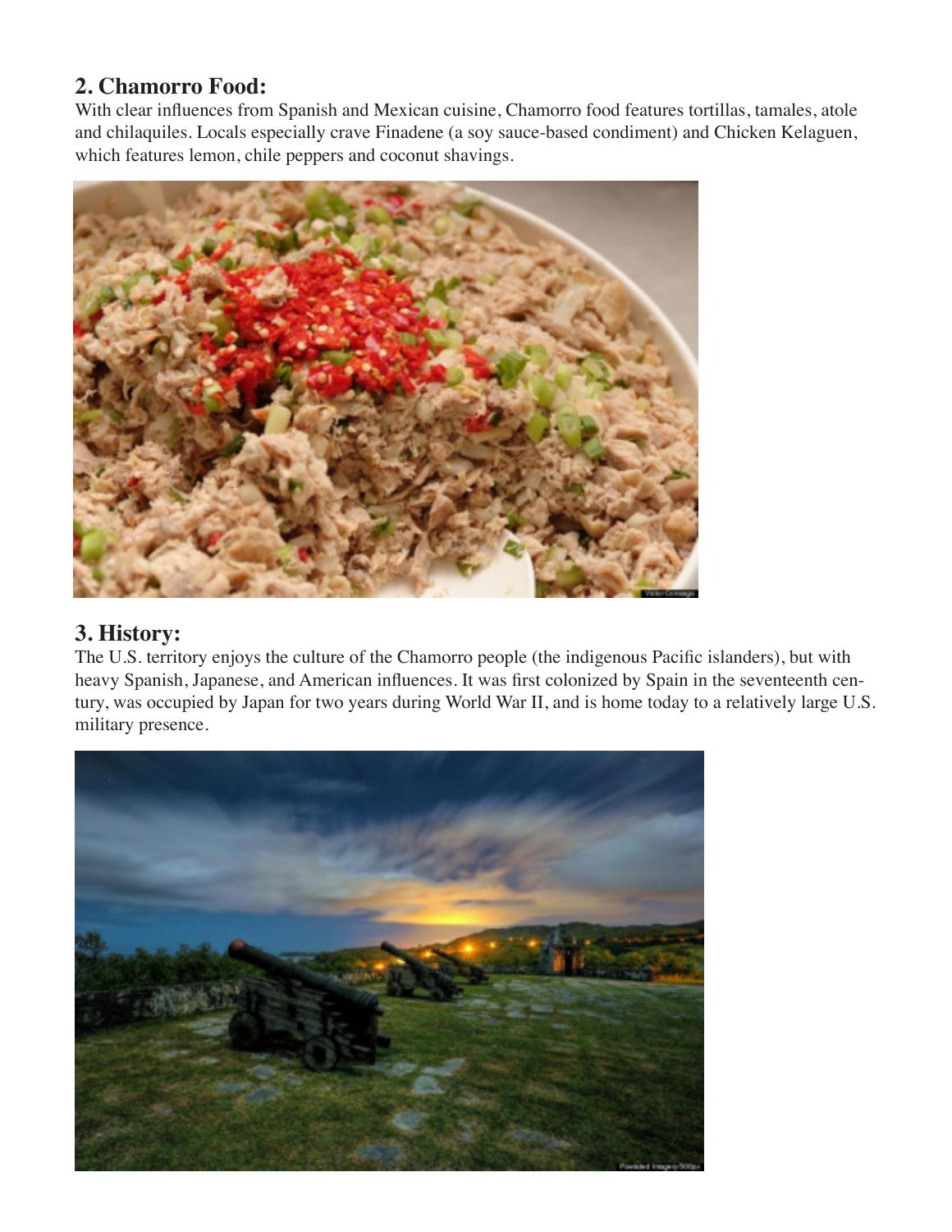## 2. Chamorro Food:

With clear influences from Spanish and Mexican cuisine, Chamorro food features tortillas, tamales, atole and chilaquiles. Locals especially crave Finadene (a soy sauce-based condiment) and Chicken Kelaguen, which features lemon, chile peppers and coconut shavings.

## 3. History:

The U.S. territory enjoys the culture of the Chamorro people (the indigenous Pacific islanders), but with heavy Spanish, Japanese, and American influences. It was first colonized by Spain in the seventeenth century, was occupied by Japan for two years during World War II, and is home today to a relatively large U.S. military presence.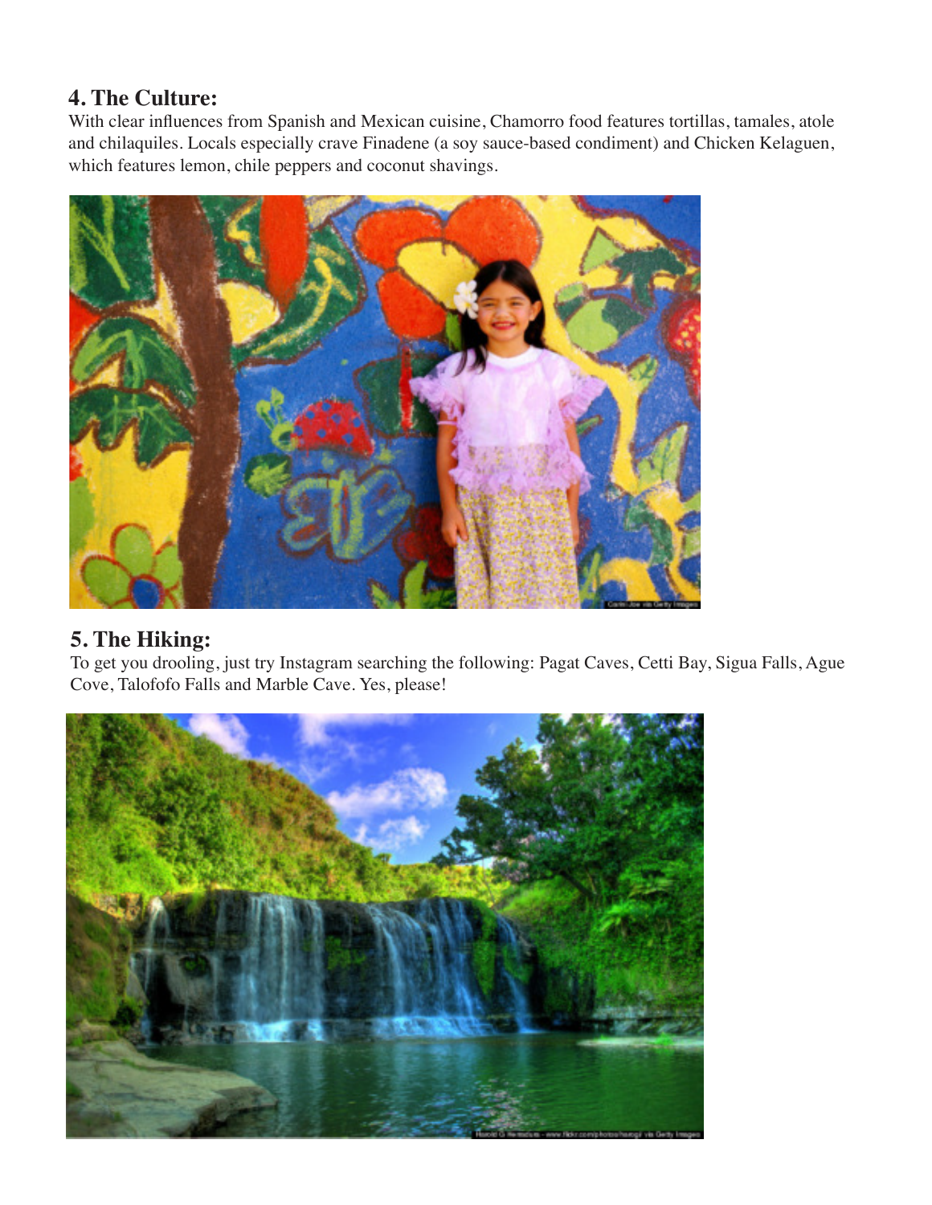## 4. The Culture:

With clear influences from Spanish and Mexican cuisine, Chamorro food features tortillas, tamales, atole and chilaquiles. Locals especially crave Finadene (a soy sauce-based condiment) and Chicken Kelaguen, which features lemon, chile peppers and coconut shavings.

## 5. The Hiking:

To get you drooling, just try Instagram searching the following: Pagat Caves, Cetti Bay, Sigua Falls, Ague Cove, Talofofo Falls and Marble Cave. Yes, please!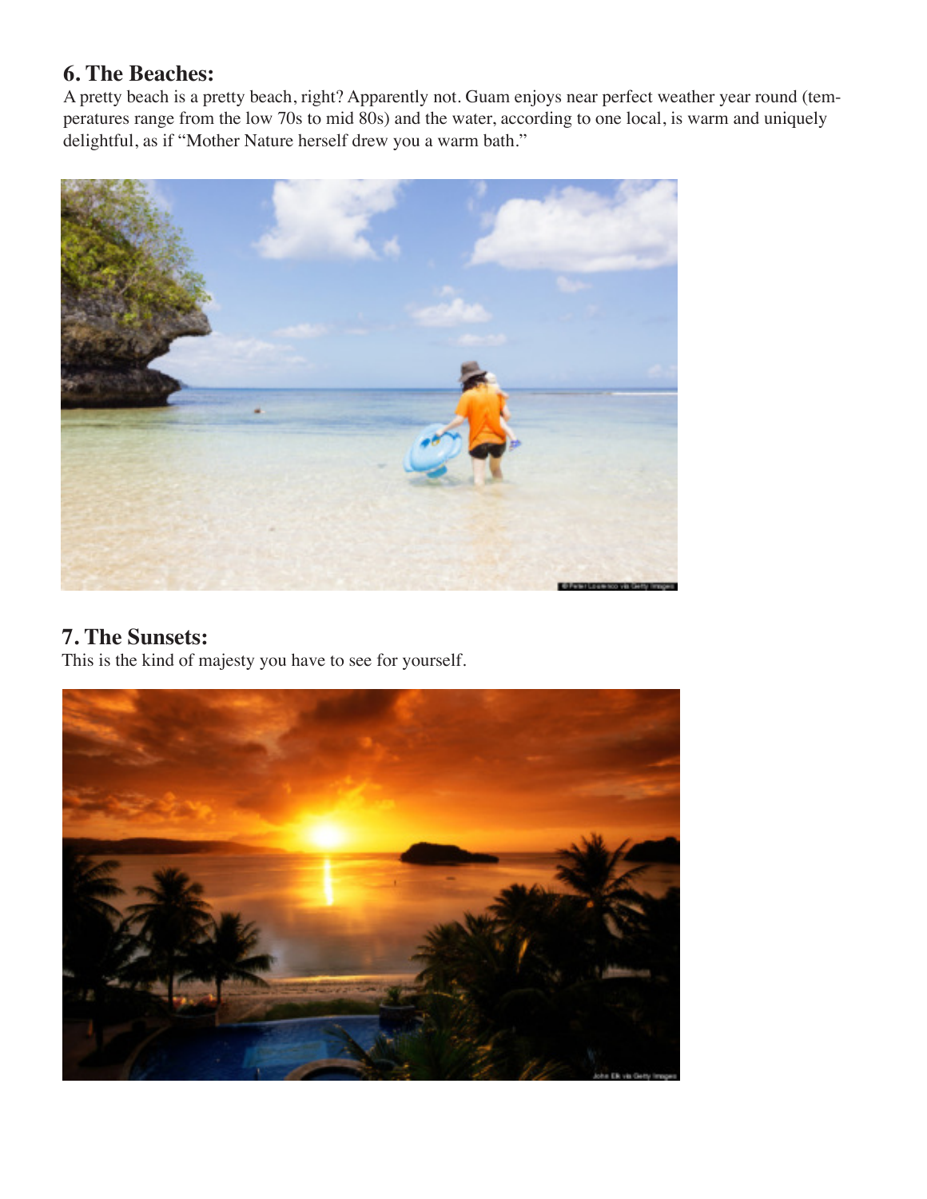## 6. The Beaches:

A pretty beach is a pretty beach, right? Apparently not. Guam enjoys near perfect weather year round (temperatures range from the low 70s to mid 80s) and the water, according to one local, is warm and uniquely delightful, as if "Mother Nature herself drew you a warm bath."

## 7. The Sunsets:

This is the kind of majesty you have to see for yourself.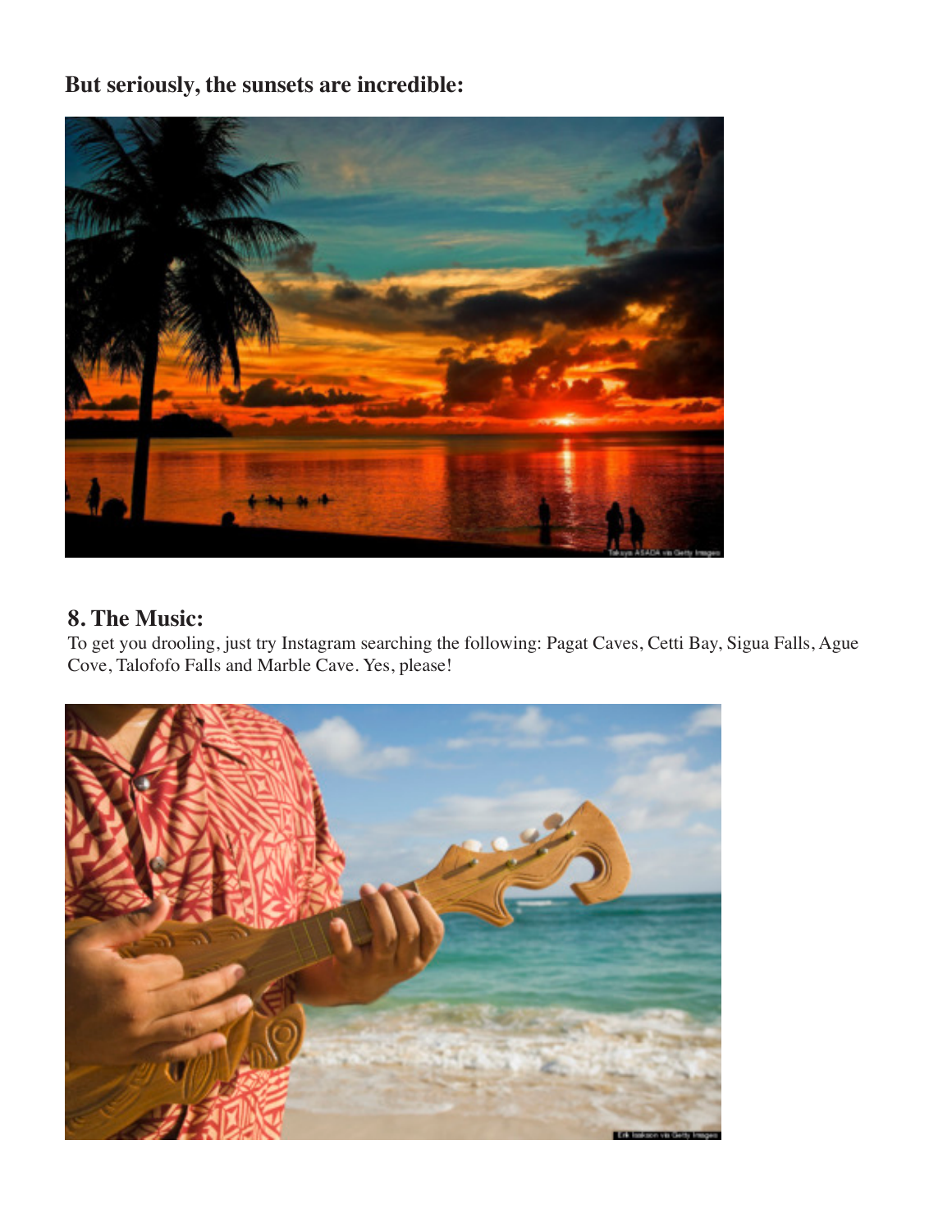**But seriously, the sunsets are incredible:**

## 8. The Music:

To get you drooling, just try Instagram searching the following: Pagat Caves, Cetti Bay, Sigua Falls, Ague Cove, Talofofo Falls and Marble Cave. Yes, please!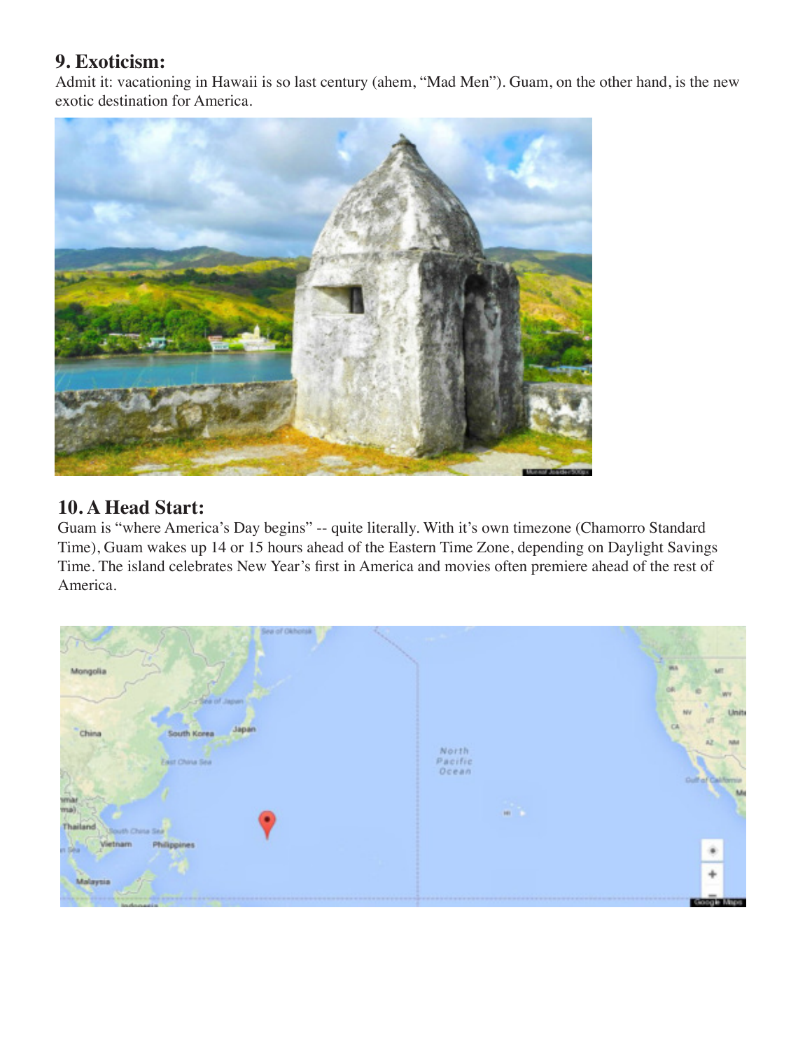## 9. Exoticism:

Admit it: vacationing in Hawaii is so last century (ahem, "Mad Men"). Guam, on the other hand, is the new exotic destination for America.

## 10. A Head Start:

Guam is "where America's Day begins" -- quite literally. With it's own timezone (Chamorro Standard Time), Guam wakes up 14 or 15 hours ahead of the Eastern Time Zone, depending on Daylight Savings Time. The island celebrates New Year's first in America and movies often premiere ahead of the rest of America.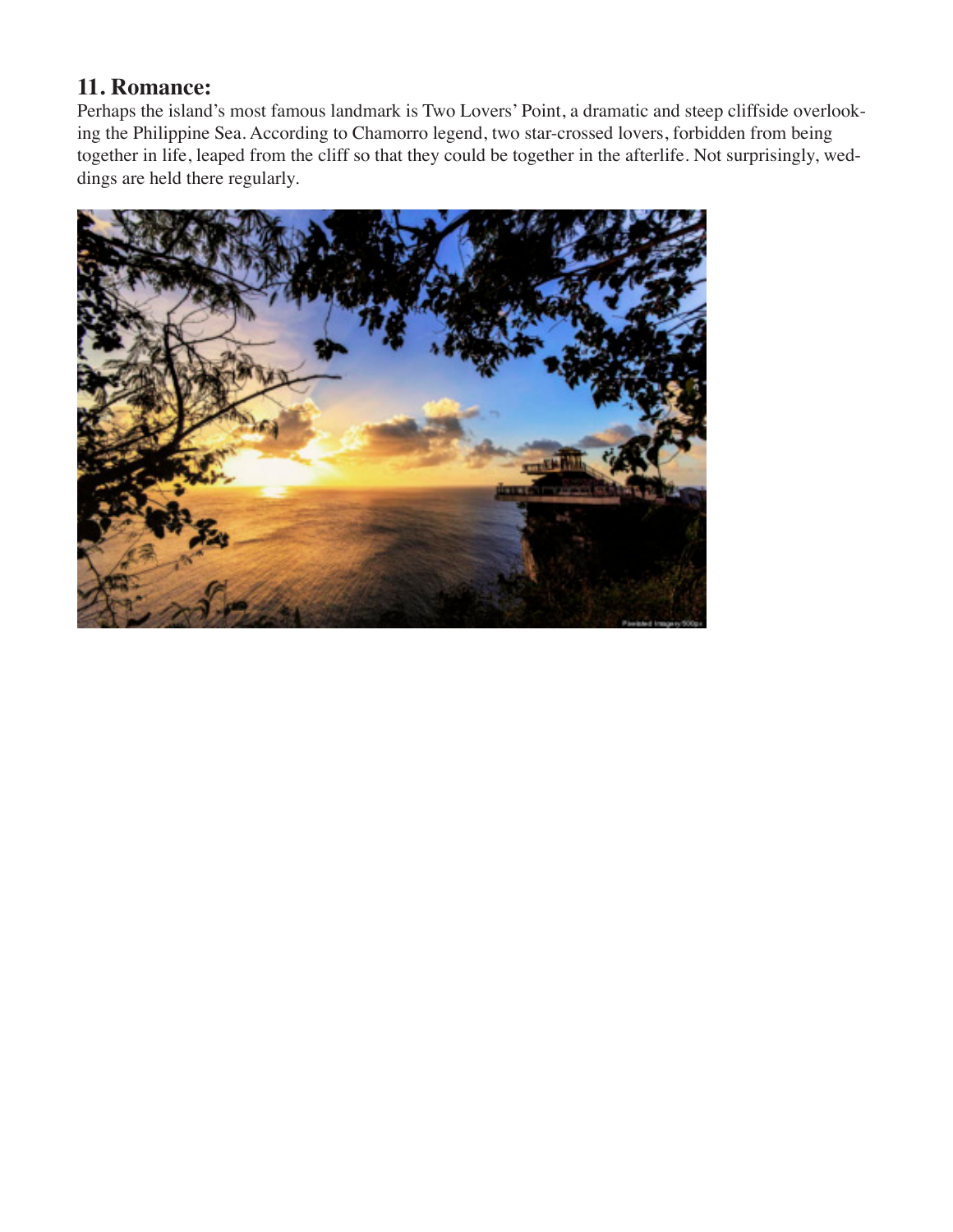## 11. Romance:

Perhaps the island's most famous landmark is Two Lovers' Point, a dramatic and steep cliffside overlooking the Philippine Sea. According to Chamorro legend, two star-crossed lovers, forbidden from being together in life, leaped from the cliff so that they could be together in the afterlife. Not surprisingly, weddings are held there regularly.